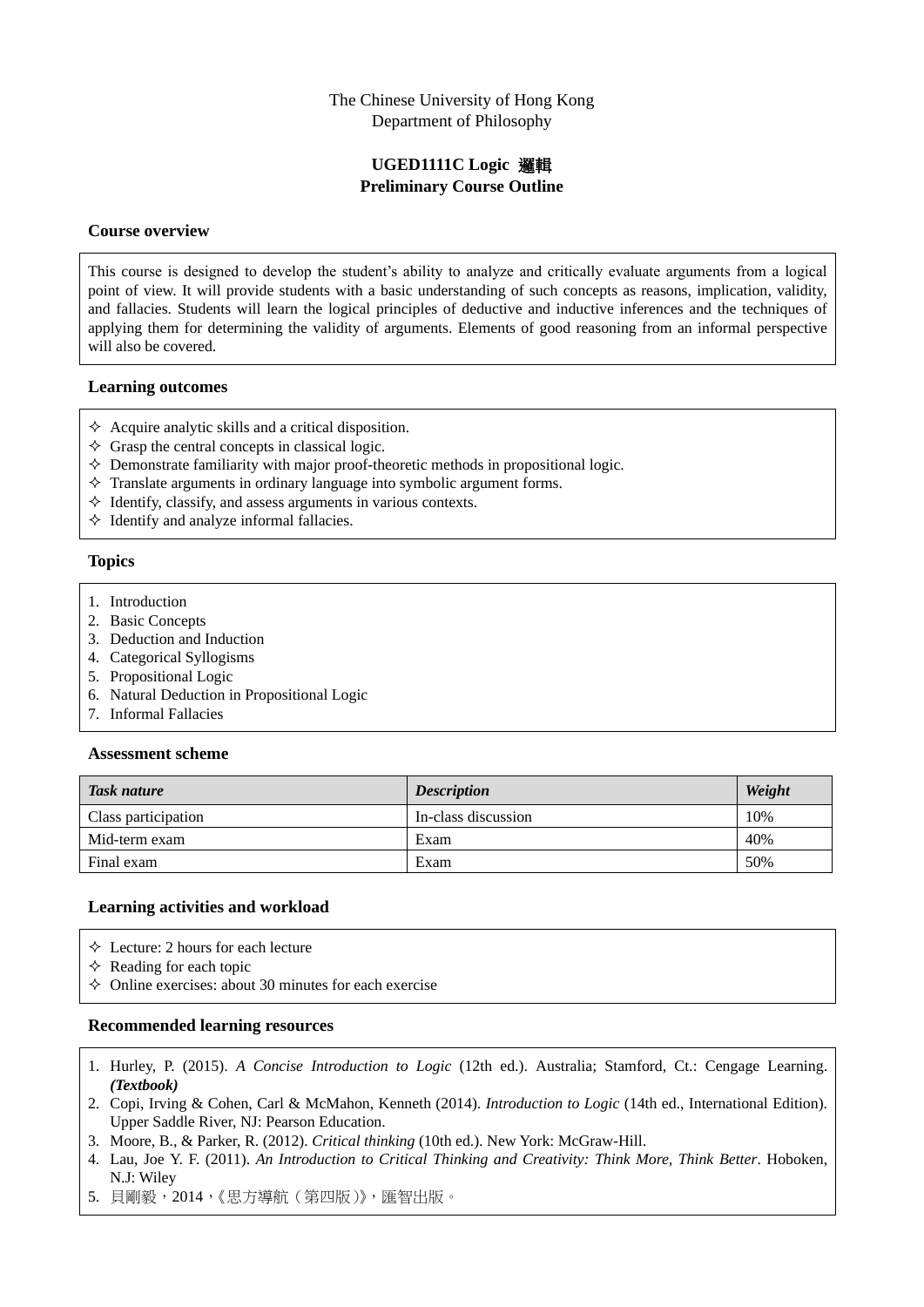The Chinese University of Hong Kong
Department of Philosophy

**UGED1111C Logic 邏輯**
**Preliminary Course Outline**

### Course overview

This course is designed to develop the student's ability to analyze and critically evaluate arguments from a logical point of view. It will provide students with a basic understanding of such concepts as reasons, implication, validity, and fallacies. Students will learn the logical principles of deductive and inductive inferences and the techniques of applying them for determining the validity of arguments. Elements of good reasoning from an informal perspective will also be covered.

### Learning outcomes

- ✧ Acquire analytic skills and a critical disposition.
- ✧ Grasp the central concepts in classical logic.
- ✧ Demonstrate familiarity with major proof-theoretic methods in propositional logic.
- ✧ Translate arguments in ordinary language into symbolic argument forms.
- ✧ Identify, classify, and assess arguments in various contexts.
- ✧ Identify and analyze informal fallacies.

### Topics

1. Introduction
2. Basic Concepts
3. Deduction and Induction
4. Categorical Syllogisms
5. Propositional Logic
6. Natural Deduction in Propositional Logic
7. Informal Fallacies

### Assessment scheme

| ***Task nature*** | ***Description*** | ***Weight*** |
|---|---|---|
| Class participation | In-class discussion | 10% |
| Mid-term exam | Exam | 40% |
| Final exam | Exam | 50% |

### Learning activities and workload

- ✧ Lecture: 2 hours for each lecture
- ✧ Reading for each topic
- ✧ Online exercises: about 30 minutes for each exercise

### Recommended learning resources

1. Hurley, P. (2015). *A Concise Introduction to Logic* (12th ed.). Australia; Stamford, Ct.: Cengage Learning. ***(Textbook)***
2. Copi, Irving & Cohen, Carl & McMahon, Kenneth (2014). *Introduction to Logic* (14th ed., International Edition). Upper Saddle River, NJ: Pearson Education.
3. Moore, B., & Parker, R. (2012). *Critical thinking* (10th ed.). New York: McGraw-Hill.
4. Lau, Joe Y. F. (2011). *An Introduction to Critical Thinking and Creativity: Think More, Think Better*. Hoboken, N.J: Wiley
5. 貝剛毅，2014，《思方導航（第四版）》，匯智出版。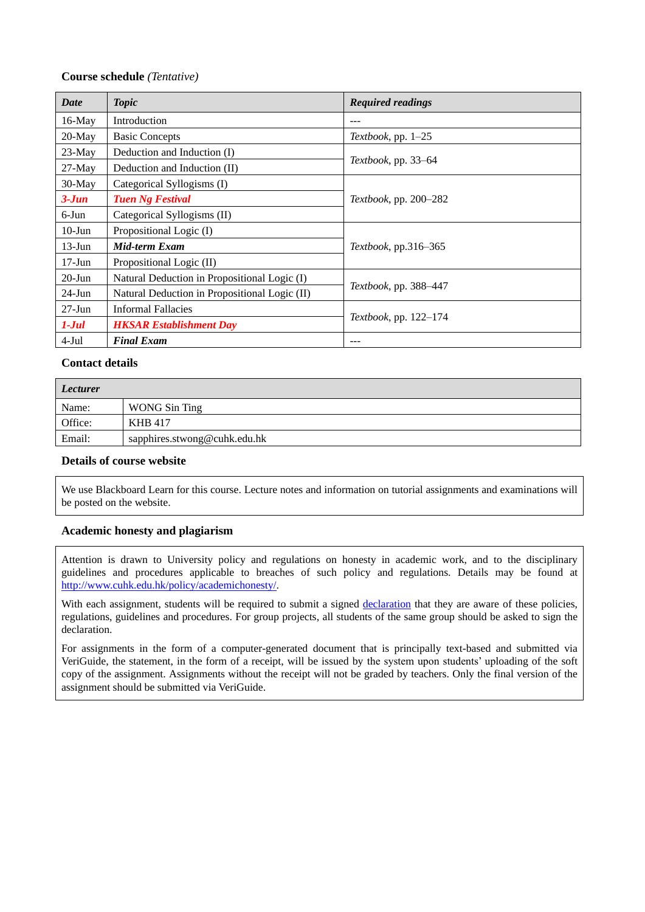### Course schedule *(Tentative)*

| *Date* | *Topic* | *Required readings* |
|---|---|---|
| 16-May | Introduction | --- |
| 20-May | Basic Concepts | *Textbook*, pp. 1–25 |
| 23-May | Deduction and Induction (I) | *Textbook*, pp. 33–64 |
| 27-May | Deduction and Induction (II) | |
| 30-May | Categorical Syllogisms (I) | *Textbook*, pp. 200–282 |
| ***3-Jun*** | ***Tuen Ng Festival*** | |
| 6-Jun | Categorical Syllogisms (II) | |
| 10-Jun | Propositional Logic (I) | *Textbook*, pp.316–365 |
| 13-Jun | ***Mid-term Exam*** | |
| 17-Jun | Propositional Logic (II) | |
| 20-Jun | Natural Deduction in Propositional Logic (I) | *Textbook*, pp. 388–447 |
| 24-Jun | Natural Deduction in Propositional Logic (II) | |
| 27-Jun | Informal Fallacies | *Textbook*, pp. 122–174 |
| ***1-Jul*** | ***HKSAR Establishment Day*** | |
| 4-Jul | ***Final Exam*** | --- |

### Contact details

| *Lecturer* | |
|---|---|
| Name: | WONG Sin Ting |
| Office: | KHB 417 |
| Email: | sapphires.stwong@cuhk.edu.hk |

### Details of course website

We use Blackboard Learn for this course. Lecture notes and information on tutorial assignments and examinations will be posted on the website.

### Academic honesty and plagiarism

Attention is drawn to University policy and regulations on honesty in academic work, and to the disciplinary guidelines and procedures applicable to breaches of such policy and regulations. Details may be found at http://www.cuhk.edu.hk/policy/academichonesty/.

With each assignment, students will be required to submit a signed declaration that they are aware of these policies, regulations, guidelines and procedures. For group projects, all students of the same group should be asked to sign the declaration.

For assignments in the form of a computer-generated document that is principally text-based and submitted via VeriGuide, the statement, in the form of a receipt, will be issued by the system upon students' uploading of the soft copy of the assignment. Assignments without the receipt will not be graded by teachers. Only the final version of the assignment should be submitted via VeriGuide.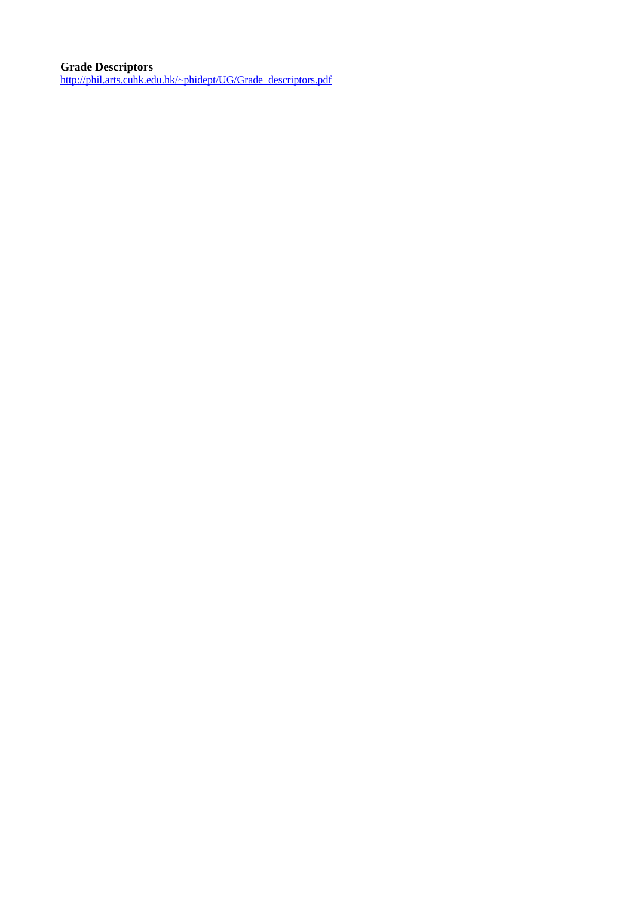**Grade Descriptors**

[http://phil.arts.cuhk.edu.hk/~phidept/UG/Grade_descriptors.pdf](http://phil.arts.cuhk.edu.hk/~phidept/UG/Grade_descriptors.pdf)